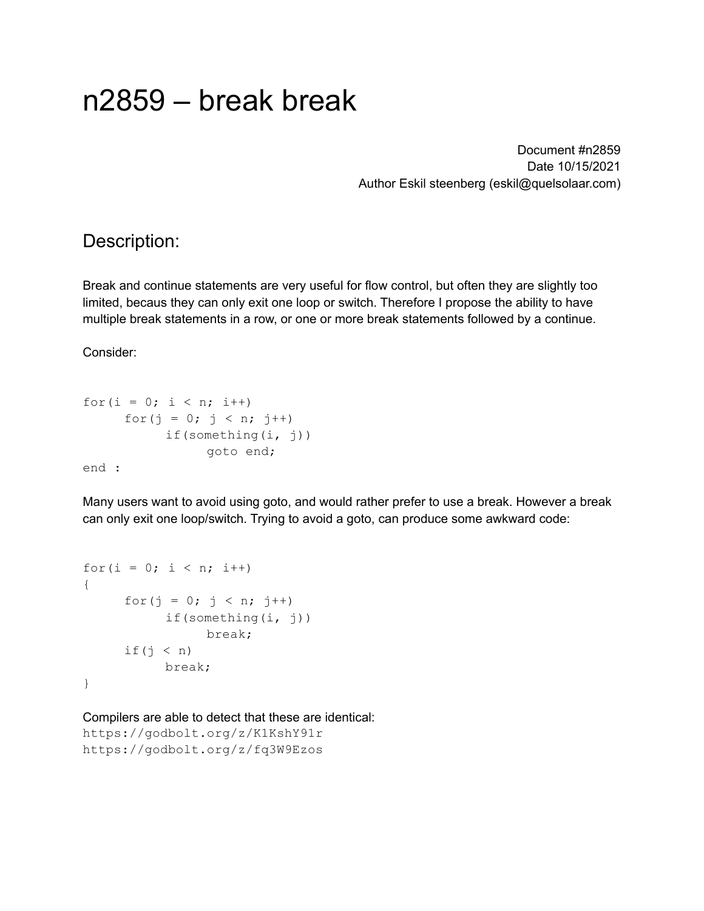# n2859 – break break

Document #n2859
Date 10/15/2021
Author Eskil steenberg (eskil@quelsolaar.com)

## Description:

Break and continue statements are very useful for flow control, but often they are slightly too limited, becaus they can only exit one loop or switch. Therefore I propose the ability to have multiple break statements in a row, or one or more break statements followed by a continue.

Consider:

```
for(i = 0; i < n; i++)
      for(j = 0; j < n; j++)
            if(something(i, j))
                  goto end;
end :
```

Many users want to avoid using goto, and would rather prefer to use a break. However a break can only exit one loop/switch. Trying to avoid a goto, can produce some awkward code:

```
for(i = 0; i < n; i++)
{
      for(j = 0; j < n; j++)
            if(something(i, j))
                  break;
      if(j < n)
            break;
}
```

Compilers are able to detect that these are identical:
`https://godbolt.org/z/K1KshY91r`
`https://godbolt.org/z/fq3W9Ezos`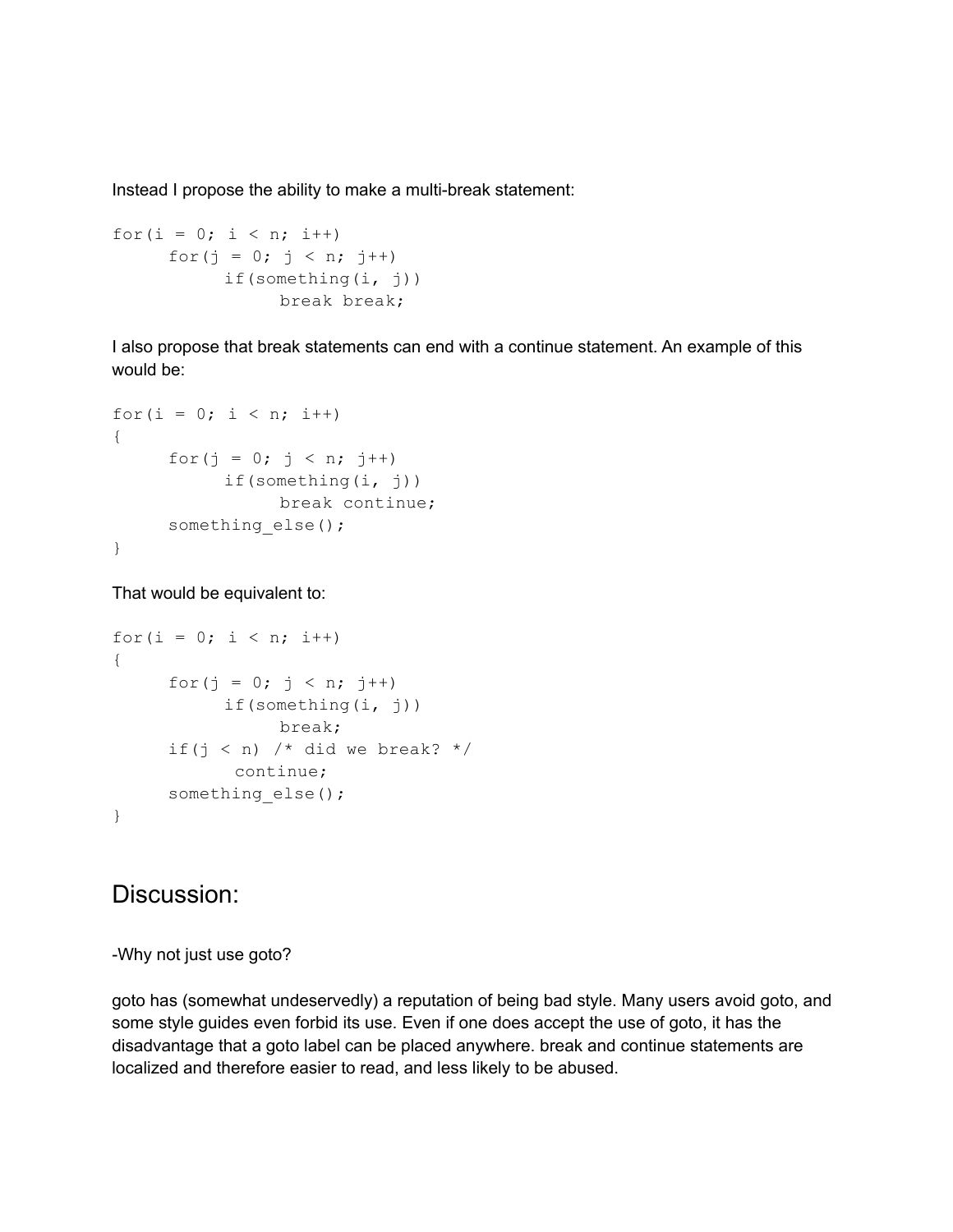Instead I propose the ability to make a multi-break statement:

```
for(i = 0; i < n; i++)
     for(j = 0; j < n; j++)
          if(something(i, j))
               break break;
```

I also propose that break statements can end with a continue statement. An example of this would be:

```
for(i = 0; i < n; i++)
{
     for(j = 0; j < n; j++)
          if(something(i, j))
               break continue;
     something_else();
}
```

That would be equivalent to:

```
for(i = 0; i < n; i++)
{
     for(j = 0; j < n; j++)
          if(something(i, j))
               break;
     if(j < n) /* did we break? */
           continue;
     something_else();
}
```

## Discussion:

-Why not just use goto?

goto has (somewhat undeservedly) a reputation of being bad style. Many users avoid goto, and some style guides even forbid its use. Even if one does accept the use of goto, it has the disadvantage that a goto label can be placed anywhere. break and continue statements are localized and therefore easier to read, and less likely to be abused.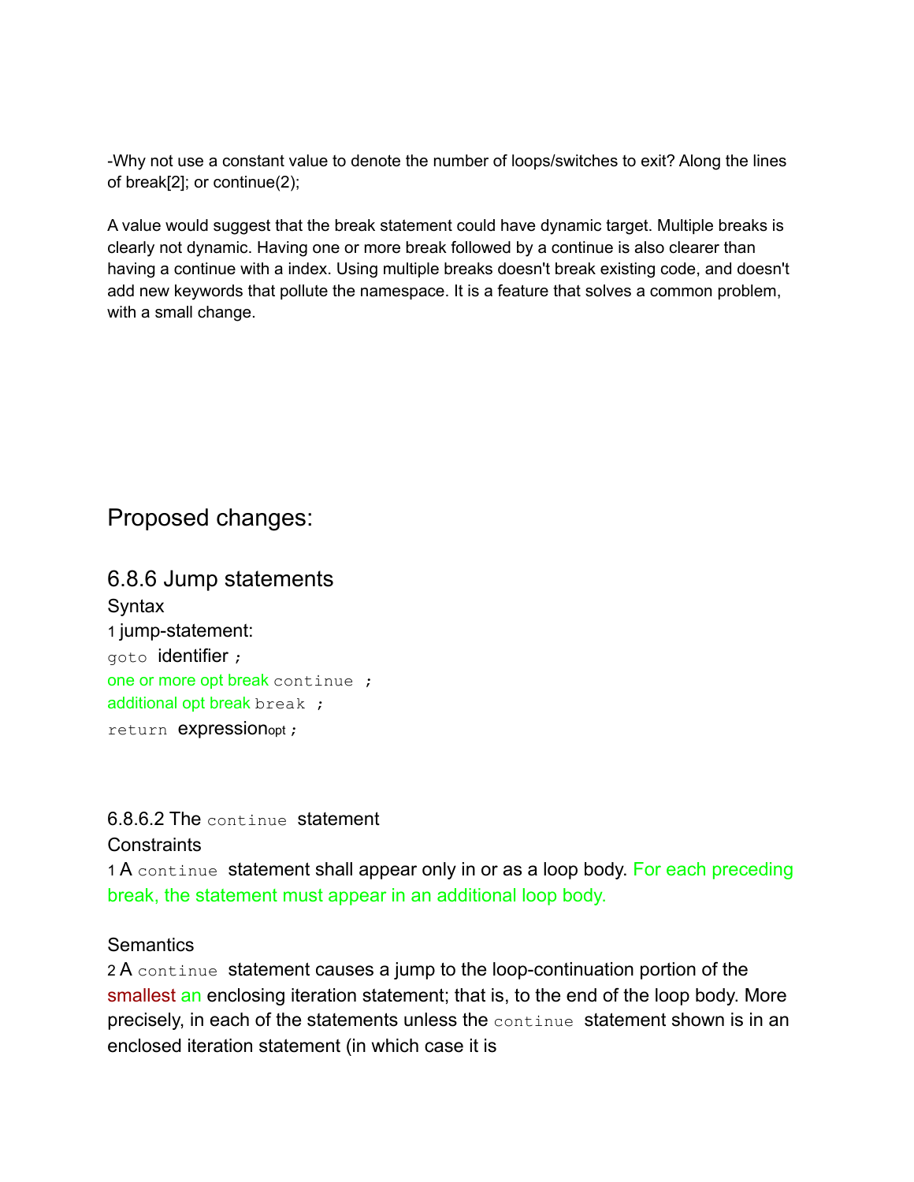-Why not use a constant value to denote the number of loops/switches to exit? Along the lines of break[2]; or continue(2);

A value would suggest that the break statement could have dynamic target. Multiple breaks is clearly not dynamic. Having one or more break followed by a continue is also clearer than having a continue with a index. Using multiple breaks doesn't break existing code, and doesn't add new keywords that pollute the namespace. It is a feature that solves a common problem, with a small change.

## Proposed changes:

### 6.8.6 Jump statements

Syntax

1 jump-statement:

`goto` identifier `;`

one or more opt break `continue ;`

additional opt break `break ;`

`return` expression$_{opt}$ `;`

6.8.6.2 The `continue` statement

Constraints

1 A `continue` statement shall appear only in or as a loop body. For each preceding break, the statement must appear in an additional loop body.

Semantics

2 A `continue` statement causes a jump to the loop-continuation portion of the smallest an enclosing iteration statement; that is, to the end of the loop body. More precisely, in each of the statements unless the `continue` statement shown is in an enclosed iteration statement (in which case it is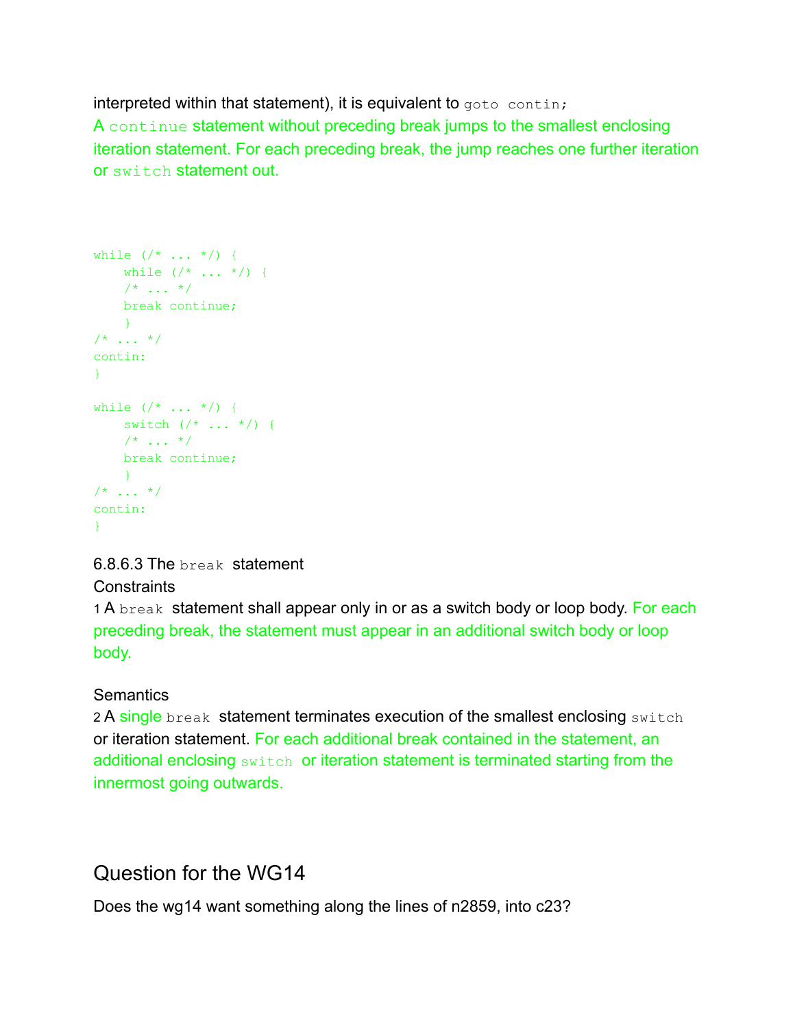interpreted within that statement), it is equivalent to `goto contin;`

A `continue` statement without preceding break jumps to the smallest enclosing iteration statement. For each preceding break, the jump reaches one further iteration or `switch` statement out.

```
while (/* ... */) {
    while (/* ... */) {
    /* ... */
    break continue;
    }
/* ... */
contin:
}

while (/* ... */) {
    switch (/* ... */) {
    /* ... */
    break continue;
    }
/* ... */
contin:
}
```

6.8.6.3 The `break` statement

Constraints

1 A `break` statement shall appear only in or as a switch body or loop body. For each preceding break, the statement must appear in an additional switch body or loop body.

Semantics

2 A single `break` statement terminates execution of the smallest enclosing `switch` or iteration statement. For each additional break contained in the statement, an additional enclosing `switch` or iteration statement is terminated starting from the innermost going outwards.

## Question for the WG14

Does the wg14 want something along the lines of n2859, into c23?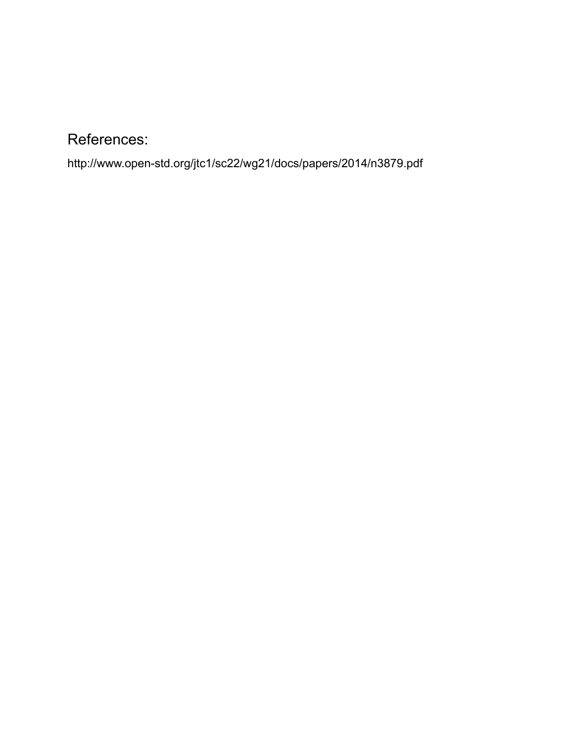## References:

http://www.open-std.org/jtc1/sc22/wg21/docs/papers/2014/n3879.pdf